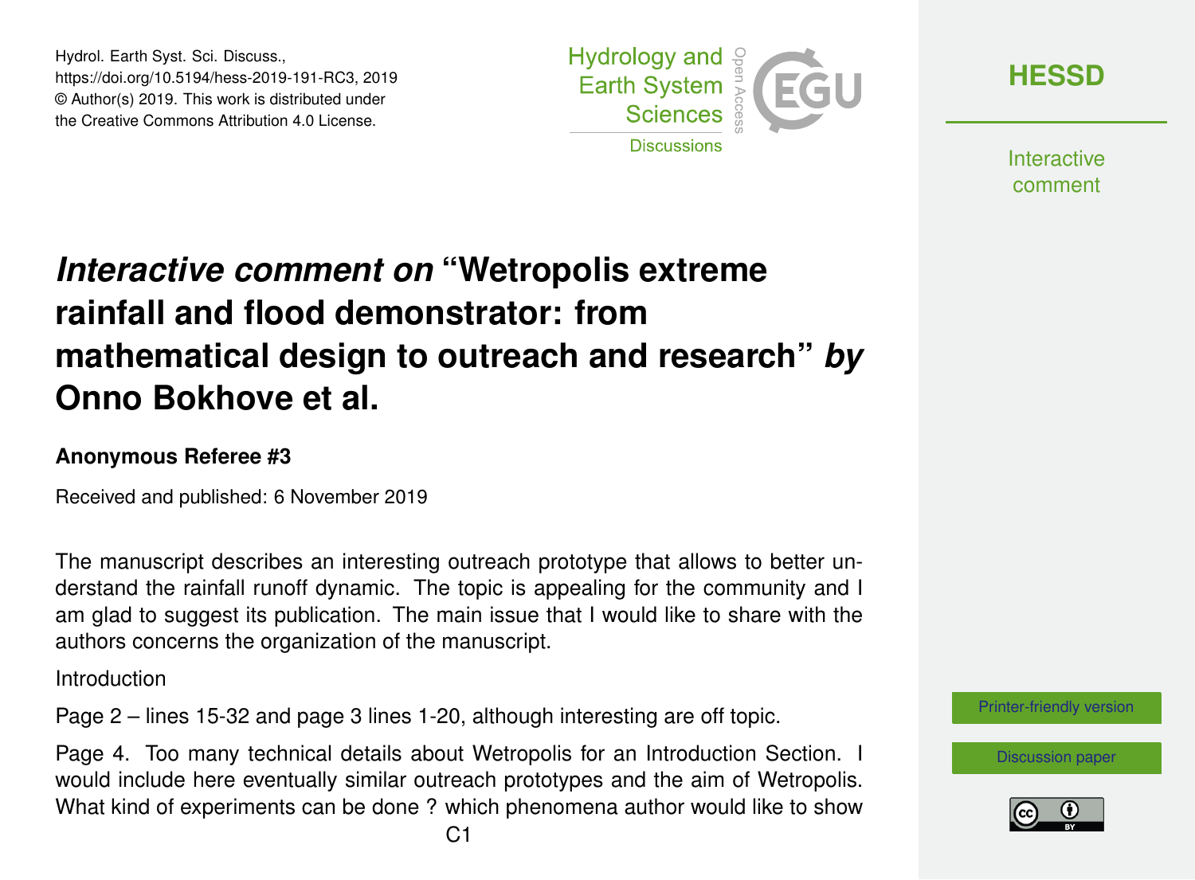Hydrol. Earth Syst. Sci. Discuss.,
https://doi.org/10.5194/hess-2019-191-RC3, 2019
© Author(s) 2019. This work is distributed under
the Creative Commons Attribution 4.0 License.

# *Interactive comment on* "Wetropolis extreme rainfall and flood demonstrator: from mathematical design to outreach and research" *by* Onno Bokhove et al.

**Anonymous Referee #3**

Received and published: 6 November 2019

The manuscript describes an interesting outreach prototype that allows to better understand the rainfall runoff dynamic. The topic is appealing for the community and I am glad to suggest its publication. The main issue that I would like to share with the authors concerns the organization of the manuscript.

Introduction

Page 2 – lines 15-32 and page 3 lines 1-20, although interesting are off topic.

Page 4. Too many technical details about Wetropolis for an Introduction Section. I would include here eventually similar outreach prototypes and the aim of Wetropolis. What kind of experiments can be done ? which phenomena author would like to show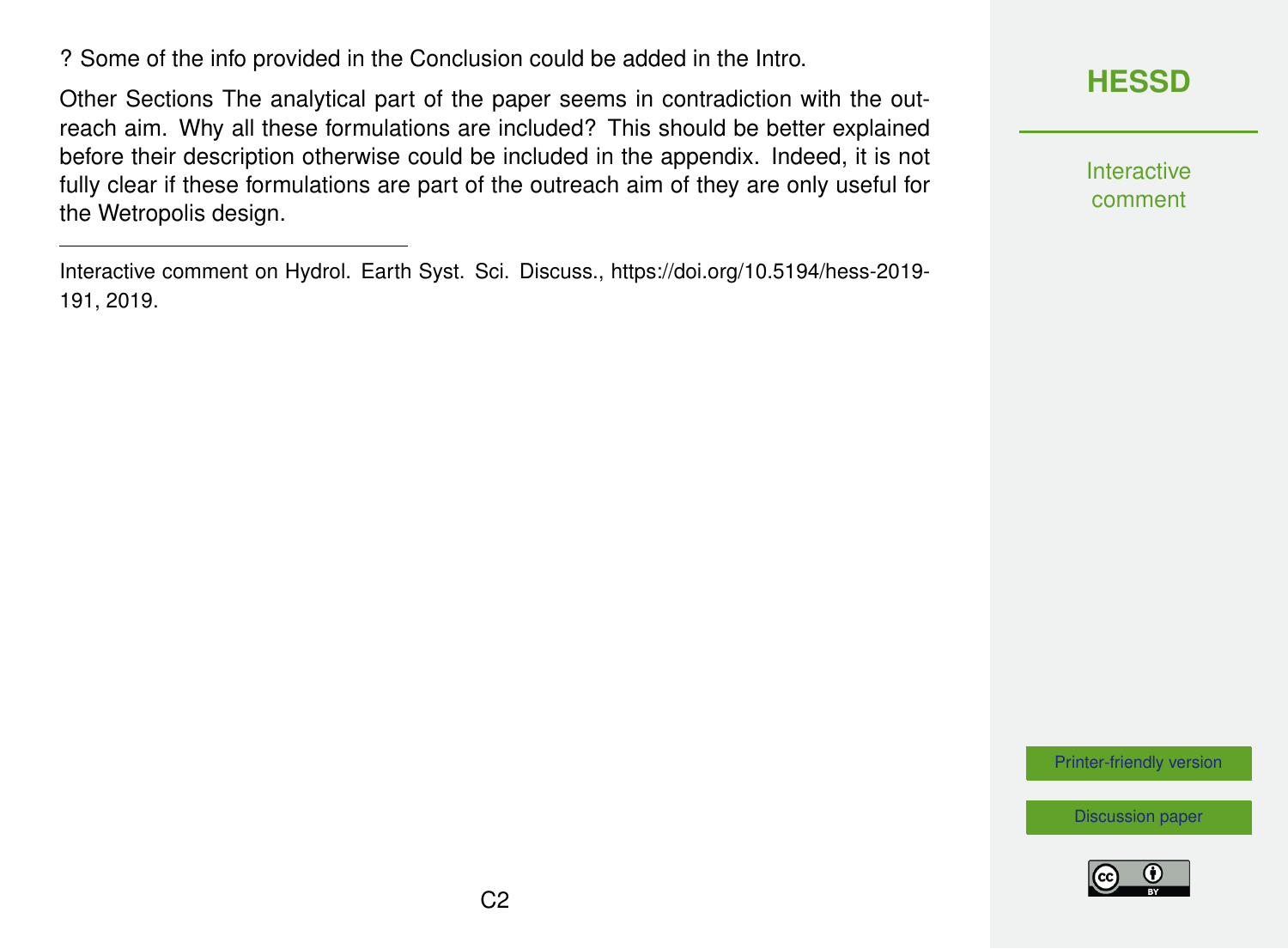? Some of the info provided in the Conclusion could be added in the Intro.

Other Sections The analytical part of the paper seems in contradiction with the outreach aim. Why all these formulations are included? This should be better explained before their description otherwise could be included in the appendix. Indeed, it is not fully clear if these formulations are part of the outreach aim of they are only useful for the Wetropolis design.

---

Interactive comment on Hydrol. Earth Syst. Sci. Discuss., https://doi.org/10.5194/hess-2019-191, 2019.